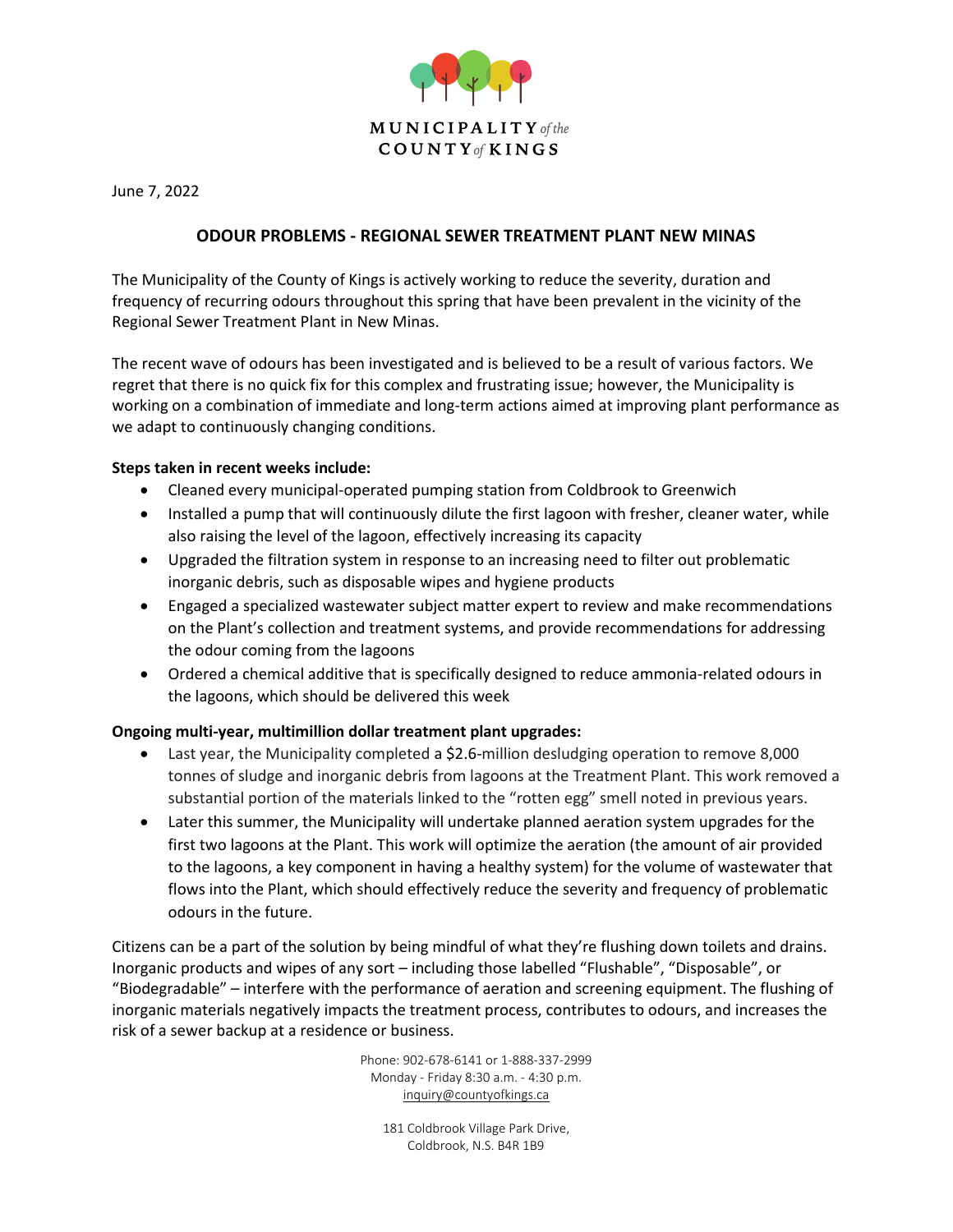MUNICIPALITY *of the* COUNTY *of* KINGS

June 7, 2022

## ODOUR PROBLEMS - REGIONAL SEWER TREATMENT PLANT NEW MINAS

The Municipality of the County of Kings is actively working to reduce the severity, duration and frequency of recurring odours throughout this spring that have been prevalent in the vicinity of the Regional Sewer Treatment Plant in New Minas.

The recent wave of odours has been investigated and is believed to be a result of various factors. We regret that there is no quick fix for this complex and frustrating issue; however, the Municipality is working on a combination of immediate and long-term actions aimed at improving plant performance as we adapt to continuously changing conditions.

**Steps taken in recent weeks include:**

- Cleaned every municipal-operated pumping station from Coldbrook to Greenwich
- Installed a pump that will continuously dilute the first lagoon with fresher, cleaner water, while also raising the level of the lagoon, effectively increasing its capacity
- Upgraded the filtration system in response to an increasing need to filter out problematic inorganic debris, such as disposable wipes and hygiene products
- Engaged a specialized wastewater subject matter expert to review and make recommendations on the Plant's collection and treatment systems, and provide recommendations for addressing the odour coming from the lagoons
- Ordered a chemical additive that is specifically designed to reduce ammonia-related odours in the lagoons, which should be delivered this week

**Ongoing multi-year, multimillion dollar treatment plant upgrades:**

- Last year, the Municipality completed a $2.6-million desludging operation to remove 8,000 tonnes of sludge and inorganic debris from lagoons at the Treatment Plant. This work removed a substantial portion of the materials linked to the "rotten egg" smell noted in previous years.
- Later this summer, the Municipality will undertake planned aeration system upgrades for the first two lagoons at the Plant. This work will optimize the aeration (the amount of air provided to the lagoons, a key component in having a healthy system) for the volume of wastewater that flows into the Plant, which should effectively reduce the severity and frequency of problematic odours in the future.

Citizens can be a part of the solution by being mindful of what they're flushing down toilets and drains. Inorganic products and wipes of any sort – including those labelled "Flushable", "Disposable", or "Biodegradable" – interfere with the performance of aeration and screening equipment. The flushing of inorganic materials negatively impacts the treatment process, contributes to odours, and increases the risk of a sewer backup at a residence or business.

Phone: 902-678-6141 or 1-888-337-2999
Monday - Friday 8:30 a.m. - 4:30 p.m.
inquiry@countyofkings.ca

181 Coldbrook Village Park Drive,
Coldbrook, N.S. B4R 1B9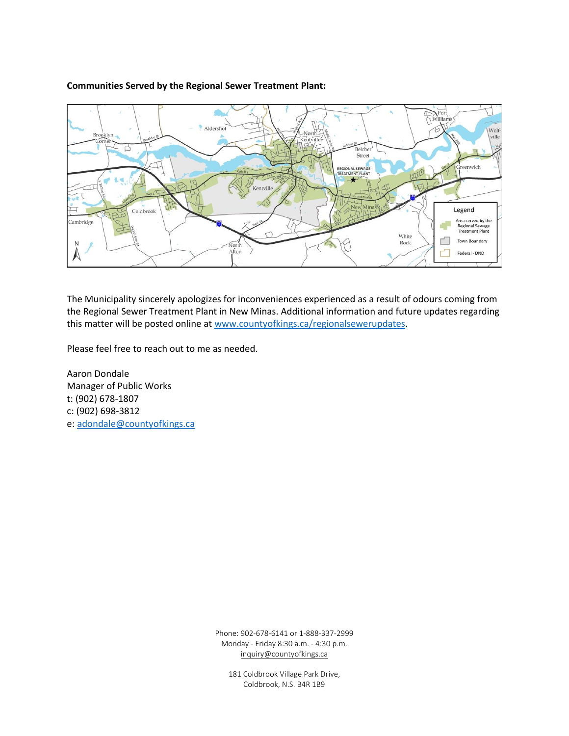**Communities Served by the Regional Sewer Treatment Plant:**

Legend
Area served by the Regional Sewage Treatment Plant
Town Boundary
Federal - DND

REGIONAL SEWAGE TREATMENT PLANT

The Municipality sincerely apologizes for inconveniences experienced as a result of odours coming from the Regional Sewer Treatment Plant in New Minas. Additional information and future updates regarding this matter will be posted online at www.countyofkings.ca/regionalsewerupdates.

Please feel free to reach out to me as needed.

Aaron Dondale
Manager of Public Works
t: (902) 678-1807
c: (902) 698-3812
e: adondale@countyofkings.ca